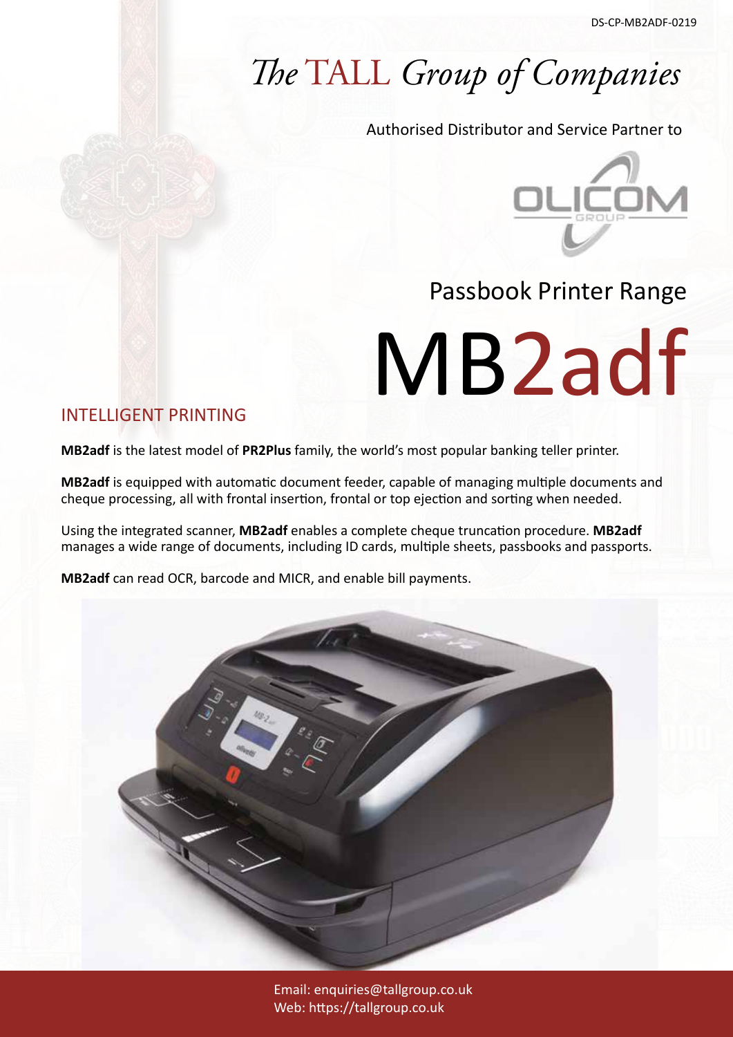DS-CP-MB2ADF-0219

# *The* TALL *Group of Companies*

Authorised Distributor and Service Partner to

OLICOM GROUP

## Passbook Printer Range

# MB2adf

## INTELLIGENT PRINTING

**MB2adf** is the latest model of **PR2Plus** family, the world's most popular banking teller printer.

**MB2adf** is equipped with automatic document feeder, capable of managing multiple documents and cheque processing, all with frontal insertion, frontal or top ejection and sorting when needed.

Using the integrated scanner, **MB2adf** enables a complete cheque truncation procedure. **MB2adf** manages a wide range of documents, including ID cards, multiple sheets, passbooks and passports.

**MB2adf** can read OCR, barcode and MICR, and enable bill payments.

Email: enquiries@tallgroup.co.uk
Web: https://tallgroup.co.uk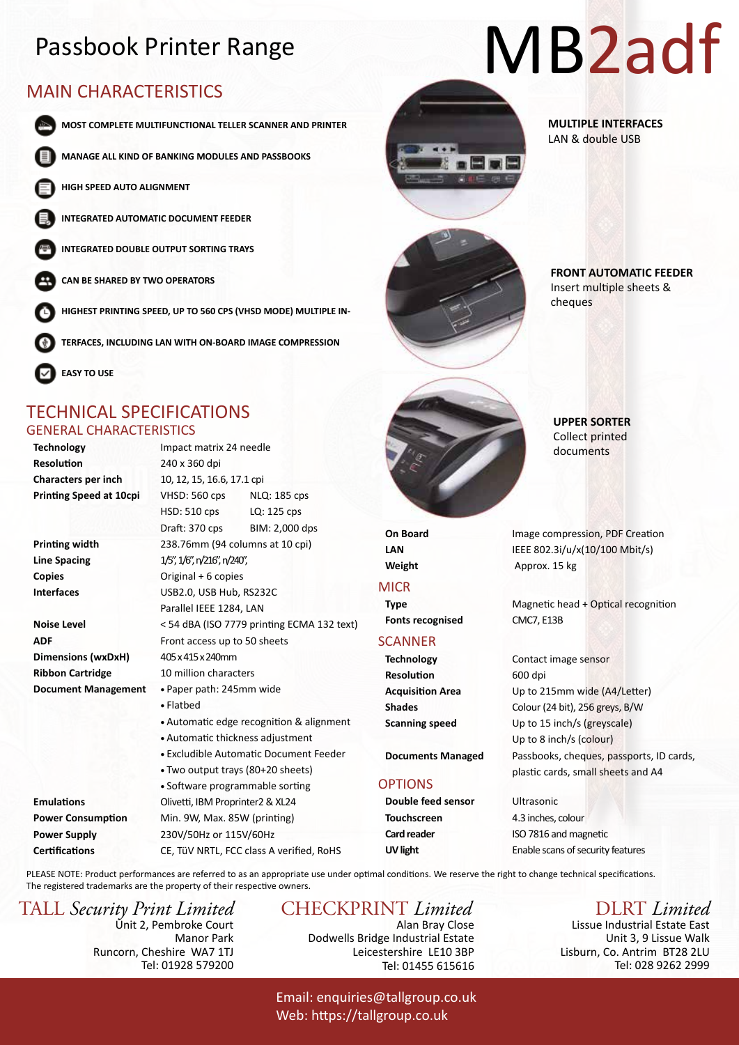# Passbook Printer Range

# MB2adf

## MAIN CHARACTERISTICS

- **MOST COMPLETE MULTIFUNCTIONAL TELLER SCANNER AND PRINTER**
- **MANAGE ALL KIND OF BANKING MODULES AND PASSBOOKS**
- **HIGH SPEED AUTO ALIGNMENT**
- **INTEGRATED AUTOMATIC DOCUMENT FEEDER**
- **INTEGRATED DOUBLE OUTPUT SORTING TRAYS**
- **CAN BE SHARED BY TWO OPERATORS**
- **HIGHEST PRINTING SPEED, UP TO 560 CPS (VHSD MODE) MULTIPLE IN-**
- **TERFACES, INCLUDING LAN WITH ON-BOARD IMAGE COMPRESSION**
- **EASY TO USE**

**MULTIPLE INTERFACES**
LAN & double USB

**FRONT AUTOMATIC FEEDER**
Insert multiple sheets & cheques

**UPPER SORTER**
Collect printed documents

## TECHNICAL SPECIFICATIONS

### GENERAL CHARACTERISTICS

| | | |
|---|---|---|
| **Technology** | Impact matrix 24 needle | |
| **Resolution** | 240 x 360 dpi | |
| **Characters per inch** | 10, 12, 15, 16.6, 17.1 cpi | |
| **Printing Speed at 10cpi** | VHSD: 560 cps | NLQ: 185 cps |
| | HSD: 510 cps | LQ: 125 cps |
| | Draft: 370 cps | BIM: 2,000 dps |
| **Printing width** | 238.76mm (94 columns at 10 cpi) | |
| **Line Spacing** | 1/5", 1/6", n/216", n/240", | |
| **Copies** | Original + 6 copies | |
| **Interfaces** | USB2.0, USB Hub, RS232C | |
| | Parallel IEEE 1284, LAN | |
| **Noise Level** | < 54 dBA (ISO 7779 printing ECMA 132 text) | |
| **ADF** | Front access up to 50 sheets | |
| **Dimensions (wxDxH)** | 405 x 415 x 240mm | |
| **Ribbon Cartridge** | 10 million characters | |
| **Document Management** | • Paper path: 245mm wide | |
| | • Flatbed | |
| | • Automatic edge recognition & alignment | |
| | • Automatic thickness adjustment | |
| | • Excludible Automatic Document Feeder | |
| | • Two output trays (80+20 sheets) | |
| | • Software programmable sorting | |
| **Emulations** | Olivetti, IBM Proprinter2 & XL24 | |
| **Power Consumption** | Min. 9W, Max. 85W (printing) | |
| **Power Supply** | 230V/50Hz or 115V/60Hz | |
| **Certifications** | CE, TüV NRTL, FCC class A verified, RoHS | |

| | |
|---|---|
| **On Board** | Image compression, PDF Creation |
| **LAN** | IEEE 802.3i/u/x(10/100 Mbit/s) |
| **Weight** | Approx. 15 kg |

### MICR

| | |
|---|---|
| **Type** | Magnetic head + Optical recognition |
| **Fonts recognised** | CMC7, E13B |

### SCANNER

| | |
|---|---|
| **Technology** | Contact image sensor |
| **Resolution** | 600 dpi |
| **Acquisition Area** | Up to 215mm wide (A4/Letter) |
| **Shades** | Colour (24 bit), 256 greys, B/W |
| **Scanning speed** | Up to 15 inch/s (greyscale) |
| | Up to 8 inch/s (colour) |
| **Documents Managed** | Passbooks, cheques, passports, ID cards, plastic cards, small sheets and A4 |

### OPTIONS

| | |
|---|---|
| **Double feed sensor** | Ultrasonic |
| **Touchscreen** | 4.3 inches, colour |
| **Card reader** | ISO 7816 and magnetic |
| **UV light** | Enable scans of security features |

PLEASE NOTE: Product performances are referred to as an appropriate use under optimal conditions. We reserve the right to change technical specifications. The registered trademarks are the property of their respective owners.

**TALL** *Security Print Limited*
Unit 2, Pembroke Court
Manor Park
Runcorn, Cheshire WA7 1TJ
Tel: 01928 579200

**CHECKPRINT** *Limited*
Alan Bray Close
Dodwells Bridge Industrial Estate
Leicestershire LE10 3BP
Tel: 01455 615616

**DLRT** *Limited*
Lissue Industrial Estate East
Unit 3, 9 Lissue Walk
Lisburn, Co. Antrim BT28 2LU
Tel: 028 9262 2999

Email: enquiries@tallgroup.co.uk
Web: https://tallgroup.co.uk